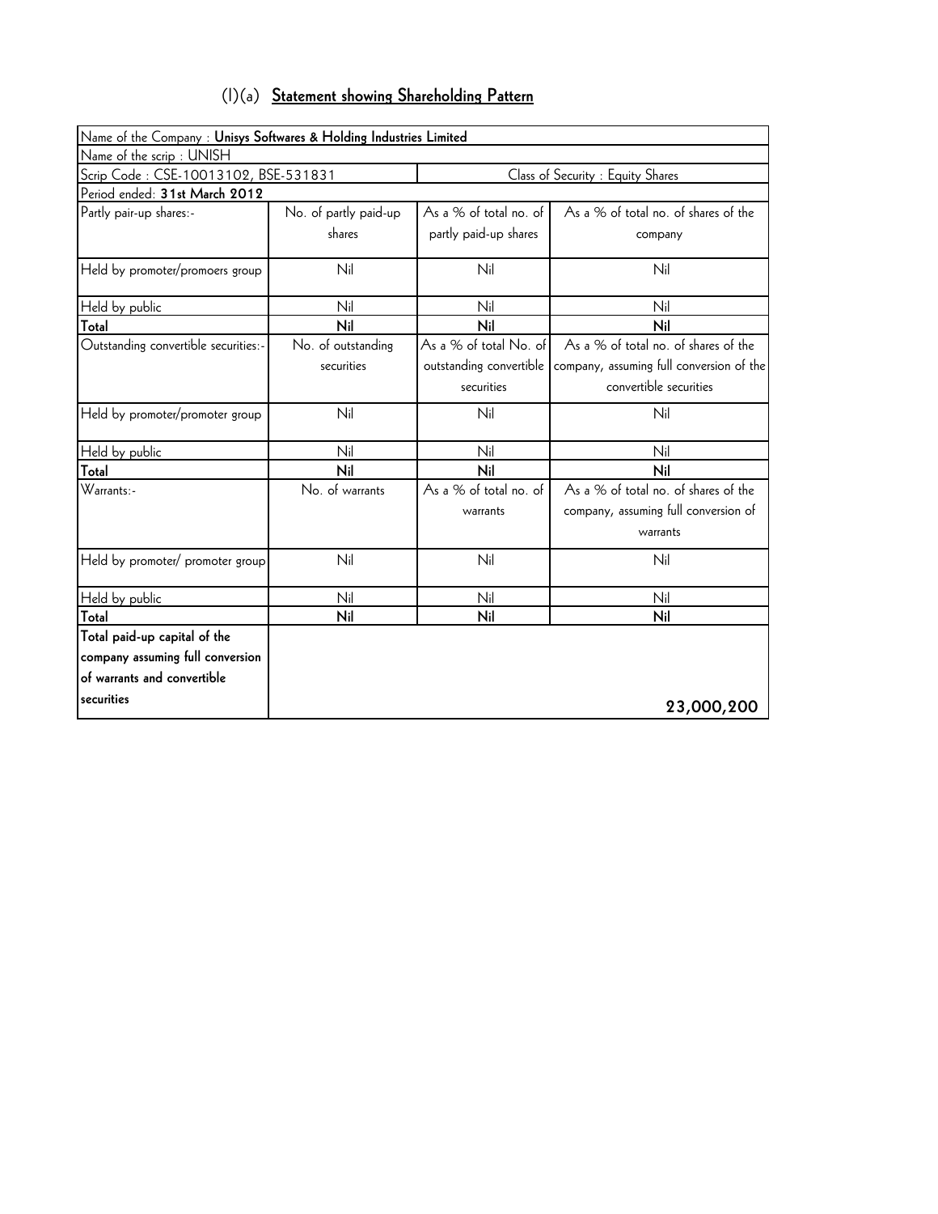## (I)(a) **Statement showing Shareholding Pattern**

| Name of the Company : **Unisys Softwares & Holding Industries Limited** | | | |
|---|---|---|---|
| Name of the scrip : UNISH | | | |
| Scrip Code : CSE-10013102, BSE-531831 | | Class of Security : Equity Shares | |
| Period ended: **31st March 2012** | | | |
| Partly pair-up shares:- | No. of partly paid-up shares | As a % of total no. of partly paid-up shares | As a % of total no. of shares of the company |
| Held by promoter/promoers group | Nil | Nil | Nil |
| Held by public | Nil | Nil | Nil |
| **Total** | **Nil** | **Nil** | **Nil** |
| Outstanding convertible securities:- | No. of outstanding securities | As a % of total No. of outstanding convertible securities | As a % of total no. of shares of the company, assuming full conversion of the convertible securities |
| Held by promoter/promoter group | Nil | Nil | Nil |
| Held by public | Nil | Nil | Nil |
| **Total** | **Nil** | **Nil** | **Nil** |
| Warrants:- | No. of warrants | As a % of total no. of warrants | As a % of total no. of shares of the company, assuming full conversion of warrants |
| Held by promoter/ promoter group | Nil | Nil | Nil |
| Held by public | Nil | Nil | Nil |
| **Total** | **Nil** | **Nil** | **Nil** |
| **Total paid-up capital of the company assuming full conversion of warrants and convertible securities** | | | **23,000,200** |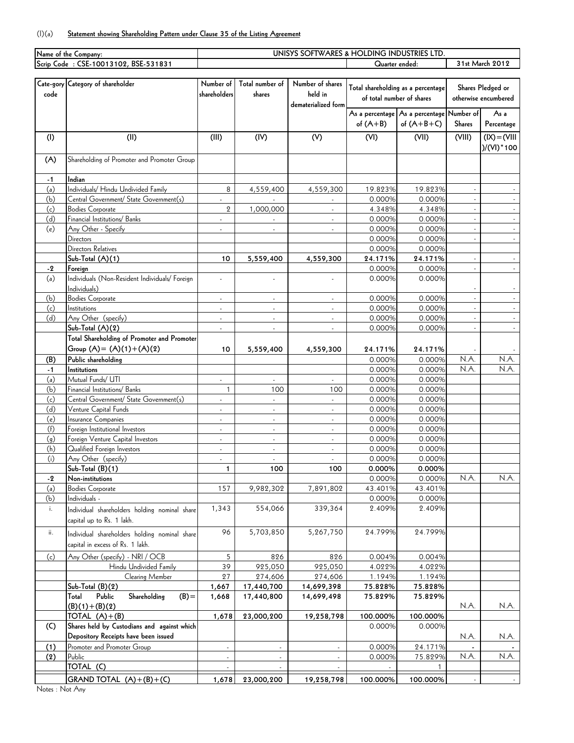(I)(a) **Statement showing Shareholding Pattern under Clause 35 of the Listing Agreement**

| Name of the Company: | UNISYS SOFTWARES & HOLDING INDUSTRIES LTD. | |
|---|---|---|
| Scrip Code : CSE-10013102, BSE-531831 | Quarter ended: | 31st March 2012 |

| Cate-gory code | Category of shareholder | Number of shareholders | Total number of shares | Number of shares held in dematerialized form | Total shareholding as a percentage of total number of shares | | Shares Pledged or otherwise encumbered | |
|---|---|---|---|---|---|---|---|---|
| | | | | | As a percentage of (A+B) | As a percentage of (A+B+C) | Number of Shares | As a Percentage |
| (I) | (II) | (III) | (IV) | (V) | (VI) | (VII) | (VIII) | (IX)=(VIII)/(VI)*100 |
| **(A)** | Shareholding of Promoter and Promoter Group | | | | | | | |
| -1 | **Indian** | | | | | | | |
| (a) | Individuals/ Hindu Undivided Family | 8 | 4,559,400 | 4,559,300 | 19.823% | 19.823% | - | - |
| (b) | Central Government/ State Government(s) | - | - | - | 0.000% | 0.000% | - | - |
| (c) | Bodies Corporate | 2 | 1,000,000 | - | 4.348% | 4.348% | - | - |
| (d) | Financial Institutions/ Banks | - | - | - | 0.000% | 0.000% | - | - |
| (e) | Any Other - Specify | - | - | - | 0.000% | 0.000% | - | - |
| | Directors | | | | 0.000% | 0.000% | - | - |
| | Directors Relatives | | | | 0.000% | 0.000% | | |
| | **Sub-Total (A)(1)** | **10** | **5,559,400** | **4,559,300** | **24.171%** | **24.171%** | - | - |
| -2 | **Foreign** | | | | 0.000% | 0.000% | - | - |
| (a) | Individuals (Non-Resident Individuals/ Foreign Individuals) | - | - | - | 0.000% | 0.000% | - | - |
| (b) | Bodies Corporate | - | - | - | 0.000% | 0.000% | - | - |
| (c) | Institutions | - | - | - | 0.000% | 0.000% | - | - |
| (d) | Any Other (specify) | - | - | - | 0.000% | 0.000% | - | - |
| | **Sub-Total (A)(2)** | - | - | - | 0.000% | 0.000% | - | - |
| | **Total Shareholding of Promoter and Promoter Group (A)= (A)(1)+(A)(2)** | **10** | **5,559,400** | **4,559,300** | **24.171%** | **24.171%** | - | - |
| **(B)** | **Public shareholding** | | | | 0.000% | 0.000% | N.A. | N.A. |
| -1 | **Institutions** | | | | 0.000% | 0.000% | N.A. | N.A. |
| (a) | Mutual Funds/ UTI | - | - | - | 0.000% | 0.000% | | |
| (b) | Financial Institutions/ Banks | 1 | 100 | 100 | 0.000% | 0.000% | | |
| (c) | Central Government/ State Government(s) | - | - | - | 0.000% | 0.000% | | |
| (d) | Venture Capital Funds | - | - | - | 0.000% | 0.000% | | |
| (e) | Insurance Companies | - | - | - | 0.000% | 0.000% | | |
| (f) | Foreign Institutional Investors | - | - | - | 0.000% | 0.000% | | |
| (g) | Foreign Venture Capital Investors | - | - | - | 0.000% | 0.000% | | |
| (h) | Qualified Foreign Investors | - | - | - | 0.000% | 0.000% | | |
| (i) | Any Other (specify) | - | - | - | 0.000% | 0.000% | | |
| | **Sub-Total (B)(1)** | **1** | **100** | **100** | **0.000%** | **0.000%** | | |
| -2 | **Non-institutions** | | | | 0.000% | 0.000% | N.A. | N.A. |
| (a) | Bodies Corporate | 157 | 9,982,302 | 7,891,802 | 43.401% | 43.401% | | |
| (b) | Individuals - | | | | 0.000% | 0.000% | | |
| i. | Individual shareholders holding nominal share capital up to Rs. 1 lakh. | 1,343 | 554,066 | 339,364 | 2.409% | 2.409% | | |
| ii. | Individual shareholders holding nominal share capital in excess of Rs. 1 lakh. | 96 | 5,703,850 | 5,267,750 | 24.799% | 24.799% | | |
| (c) | Any Other (specify) - NRI / OCB | 5 | 826 | 826 | 0.004% | 0.004% | | |
| | Hindu Undivided Family | 39 | 925,050 | 925,050 | 4.022% | 4.022% | | |
| | Clearing Member | 27 | 274,606 | 274,606 | 1.194% | 1.194% | | |
| | **Sub-Total (B)(2)** | **1,667** | **17,440,700** | **14,699,398** | **75.828%** | **75.828%** | | |
| | **Total Public Shareholding (B)= (B)(1)+(B)(2)** | **1,668** | **17,440,800** | **14,699,498** | **75.829%** | **75.829%** | N.A. | N.A. |
| | **TOTAL (A)+(B)** | **1,678** | **23,000,200** | **19,258,798** | **100.000%** | **100.000%** | | |
| **(C)** | **Shares held by Custodians and against which Depository Receipts have been issued** | | | | 0.000% | 0.000% | N.A. | N.A. |
| **(1)** | Promoter and Promoter Group | - | - | - | 0.000% | 24.171% | - | - |
| **(2)** | Public | - | - | - | 0.000% | 75.829% | N.A. | N.A. |
| | **TOTAL (C)** | - | - | - | - | 1 | | |
| | **GRAND TOTAL (A)+(B)+(C)** | **1,678** | **23,000,200** | **19,258,798** | **100.000%** | **100.000%** | - | - |

Notes : Not Any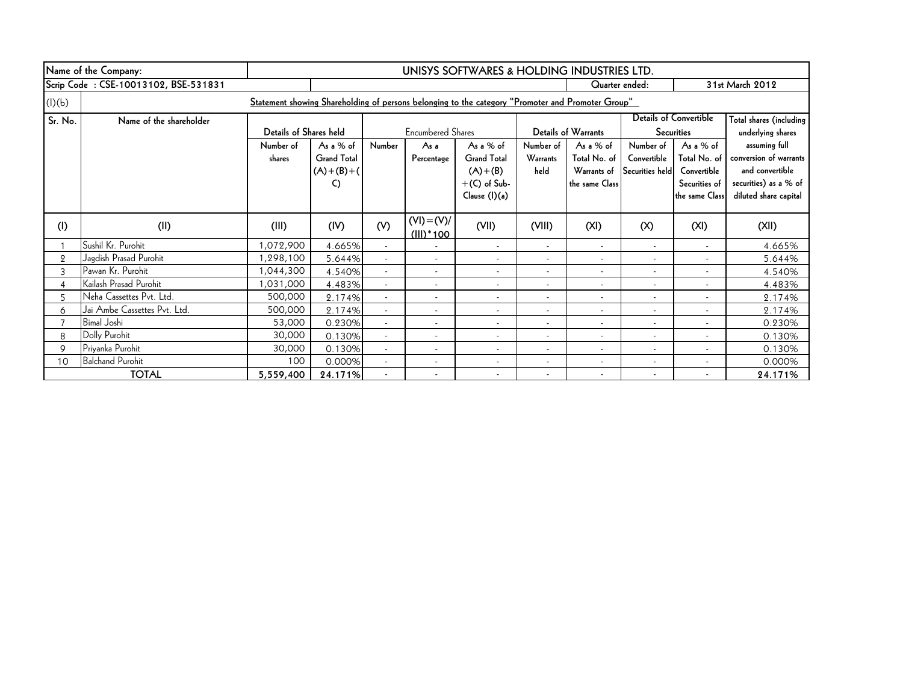| Name of the Company: | | UNISYS SOFTWARES & HOLDING INDUSTRIES LTD. | | | | | | | | | |
|---|---|---|---|---|---|---|---|---|---|---|---|
| Scrip Code : CSE-10013102, BSE-531831 | | | | | | | | Quarter ended: | | 31st March 2012 | |
| (I)(b) | Statement showing Shareholding of persons belonging to the category "Promoter and Promoter Group" | | | | | | | | | | |
| Sr. No. | Name of the shareholder | Details of Shares held | | Encumbered Shares | | | Details of Warrants | | Details of Convertible Securities | | Total shares (including underlying shares assuming full conversion of warrants and convertible securities) as a % of diluted share capital |
| | | Number of shares | As a % of Grand Total (A)+(B)+(C) | Number | As a Percentage | As a % of Grand Total (A)+(B)+(C) of Sub-Clause (I)(a) | Number of Warrants held | As a % of Total No. of Warrants of the same Class | Number of Convertible Securities held | As a % of Total No. of Convertible Securities of the same Class | |
| (I) | (II) | (III) | (IV) | (V) | (VI)=(V)/(III)*100 | (VII) | (VIII) | (XI) | (X) | (XI) | (XII) |
| 1 | Sushil Kr. Purohit | 1,072,900 | 4.665% | - | - | - | - | - | - | - | 4.665% |
| 2 | Jagdish Prasad Purohit | 1,298,100 | 5.644% | - | - | - | - | - | - | - | 5.644% |
| 3 | Pawan Kr. Purohit | 1,044,300 | 4.540% | - | - | - | - | - | - | - | 4.540% |
| 4 | Kailash Prasad Purohit | 1,031,000 | 4.483% | - | - | - | - | - | - | - | 4.483% |
| 5 | Neha Cassettes Pvt. Ltd. | 500,000 | 2.174% | - | - | - | - | - | - | - | 2.174% |
| 6 | Jai Ambe Cassettes Pvt. Ltd. | 500,000 | 2.174% | - | - | - | - | - | - | - | 2.174% |
| 7 | Bimal Joshi | 53,000 | 0.230% | - | - | - | - | - | - | - | 0.230% |
| 8 | Dolly Purohit | 30,000 | 0.130% | - | - | - | - | - | - | - | 0.130% |
| 9 | Priyanka Purohit | 30,000 | 0.130% | - | - | - | - | - | - | - | 0.130% |
| 10 | Balchand Purohit | 100 | 0.000% | - | - | - | - | - | - | - | 0.000% |
| | **TOTAL** | **5,559,400** | **24.171%** | - | - | - | - | - | - | - | **24.171%** |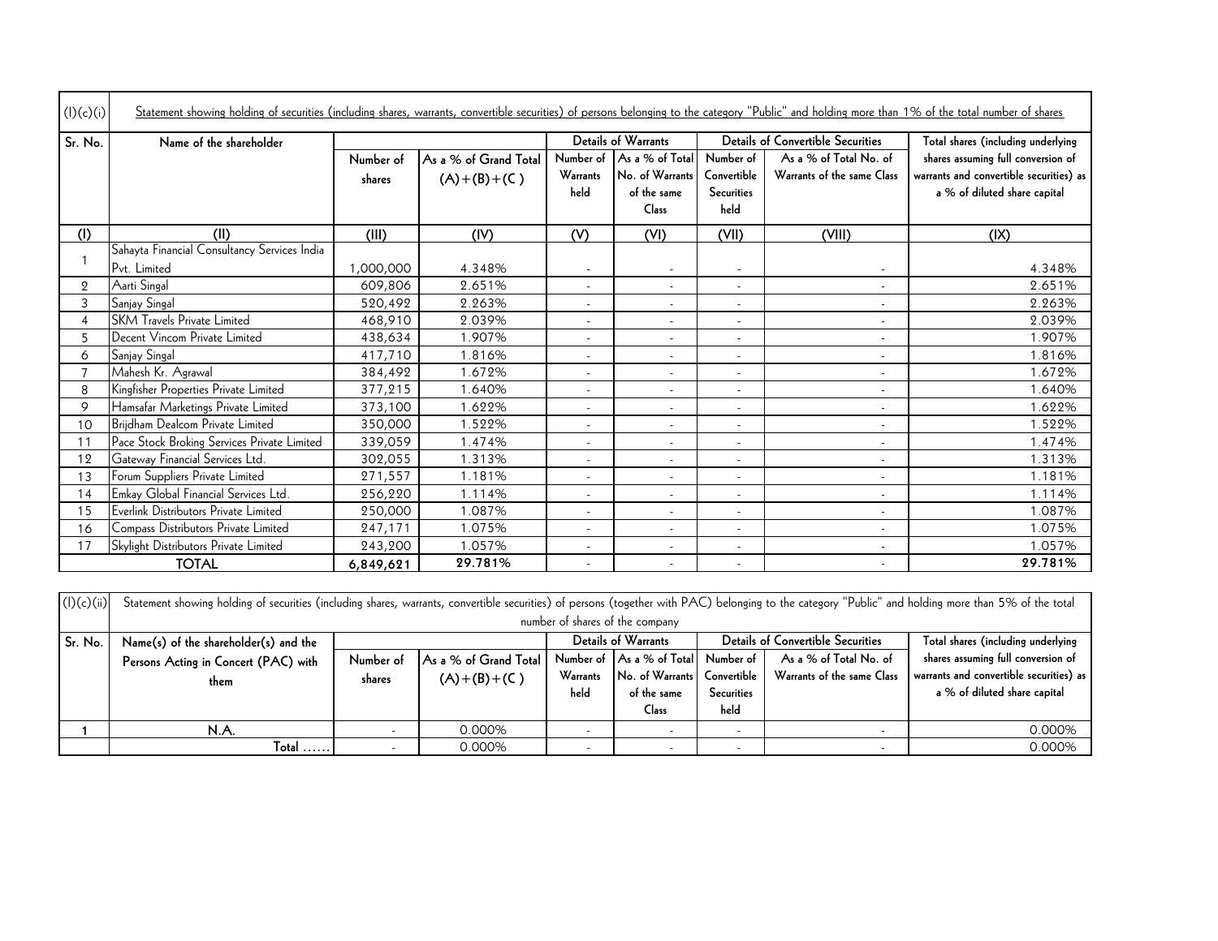| (I)(c)(i) | Statement showing holding of securities (including shares, warrants, convertible securities) of persons belonging to the category "Public" and holding more than 1% of the total number of shares | | | | | | | |
|---|---|---|---|---|---|---|---|---|
| Sr. No. | Name of the shareholder | | | Details of Warrants | | Details of Convertible Securities | | Total shares (including underlying shares assuming full conversion of warrants and convertible securities) as a % of diluted share capital |
| | | Number of shares | As a % of Grand Total (A)+(B)+(C ) | Number of Warrants held | As a % of Total No. of Warrants of the same Class | Number of Convertible Securities held | As a % of Total No. of Warrants of the same Class | |
| (I) | (II) | (III) | (IV) | (V) | (VI) | (VII) | (VIII) | (IX) |
| 1 | Sahayta Financial Consultancy Services India Pvt. Limited | 1,000,000 | 4.348% | - | - | - | - | 4.348% |
| 2 | Aarti Singal | 609,806 | 2.651% | - | - | - | - | 2.651% |
| 3 | Sanjay Singal | 520,492 | 2.263% | - | - | - | - | 2.263% |
| 4 | SKM Travels Private Limited | 468,910 | 2.039% | - | - | - | - | 2.039% |
| 5 | Decent Vincom Private Limited | 438,634 | 1.907% | - | - | - | - | 1.907% |
| 6 | Sanjay Singal | 417,710 | 1.816% | - | - | - | - | 1.816% |
| 7 | Mahesh Kr. Agrawal | 384,492 | 1.672% | - | - | - | - | 1.672% |
| 8 | Kingfisher Properties Private Limited | 377,215 | 1.640% | - | - | - | - | 1.640% |
| 9 | Hamsafar Marketings Private Limited | 373,100 | 1.622% | - | - | - | - | 1.622% |
| 10 | Brijdham Dealcom Private Limited | 350,000 | 1.522% | - | - | - | - | 1.522% |
| 11 | Pace Stock Broking Services Private Limited | 339,059 | 1.474% | - | - | - | - | 1.474% |
| 12 | Gateway Financial Services Ltd. | 302,055 | 1.313% | - | - | - | - | 1.313% |
| 13 | Forum Suppliers Private Limited | 271,557 | 1.181% | - | - | - | - | 1.181% |
| 14 | Emkay Global Financial Services Ltd. | 256,220 | 1.114% | - | - | - | - | 1.114% |
| 15 | Everlink Distributors Private Limited | 250,000 | 1.087% | - | - | - | - | 1.087% |
| 16 | Compass Distributors Private Limited | 247,171 | 1.075% | - | - | - | - | 1.075% |
| 17 | Skylight Distributors Private Limited | 243,200 | 1.057% | - | - | - | - | 1.057% |
| | **TOTAL** | **6,849,621** | **29.781%** | - | - | - | - | **29.781%** |

| (I)(c)(ii) | Statement showing holding of securities (including shares, warrants, convertible securities) of persons (together with PAC) belonging to the category "Public" and holding more than 5% of the total number of shares of the company | | | | | | | |
|---|---|---|---|---|---|---|---|---|
| Sr. No. | Name(s) of the shareholder(s) and the Persons Acting in Concert (PAC) with them | | | Details of Warrants | | Details of Convertible Securities | | Total shares (including underlying shares assuming full conversion of warrants and convertible securities) as a % of diluted share capital |
| | | Number of shares | As a % of Grand Total (A)+(B)+(C ) | Number of Warrants held | As a % of Total No. of Warrants of the same Class | Number of Convertible Securities held | As a % of Total No. of Warrants of the same Class | |
| 1 | N.A. | - | 0.000% | - | - | - | - | 0.000% |
| | Total ...... | - | 0.000% | - | - | - | - | 0.000% |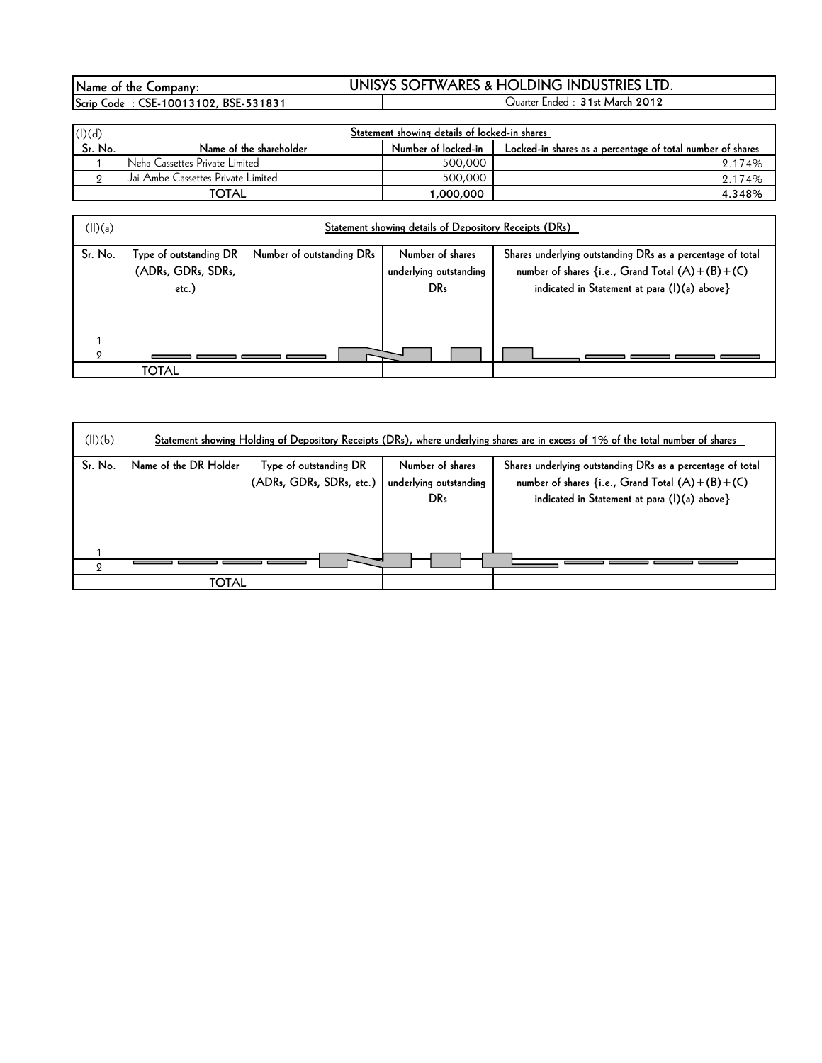| Name of the Company: | UNISYS SOFTWARES & HOLDING INDUSTRIES LTD. |
|---|---|
| Scrip Code : CSE-10013102, BSE-531831 | Quarter Ended : **31st March 2012** |

| (I)(d) | Statement showing details of locked-in shares | | |
|---|---|---|---|
| Sr. No. | Name of the shareholder | Number of locked-in | Locked-in shares as a percentage of total number of shares |
| 1 | Neha Cassettes Private Limited | 500,000 | 2.174% |
| 2 | Jai Ambe Cassettes Private Limited | 500,000 | 2.174% |
| | TOTAL | 1,000,000 | 4.348% |

| (II)(a) | Statement showing details of Depository Receipts (DRs) | | | |
|---|---|---|---|---|
| Sr. No. | Type of outstanding DR (ADRs, GDRs, SDRs, etc.) | Number of outstanding DRs | Number of shares underlying outstanding DRs | Shares underlying outstanding DRs as a percentage of total number of shares {i.e., Grand Total (A)+(B)+(C) indicated in Statement at para (I)(a) above} |
| 1 | | | | |
| 2 | | | | |
| | TOTAL | | | |

| (II)(b) | Statement showing Holding of Depository Receipts (DRs), where underlying shares are in excess of 1% of the total number of shares | | | |
|---|---|---|---|---|
| Sr. No. | Name of the DR Holder | Type of outstanding DR (ADRs, GDRs, SDRs, etc.) | Number of shares underlying outstanding DRs | Shares underlying outstanding DRs as a percentage of total number of shares {i.e., Grand Total (A)+(B)+(C) indicated in Statement at para (I)(a) above} |
| 1 | | | | |
| 2 | | | | |
| | | TOTAL | | |